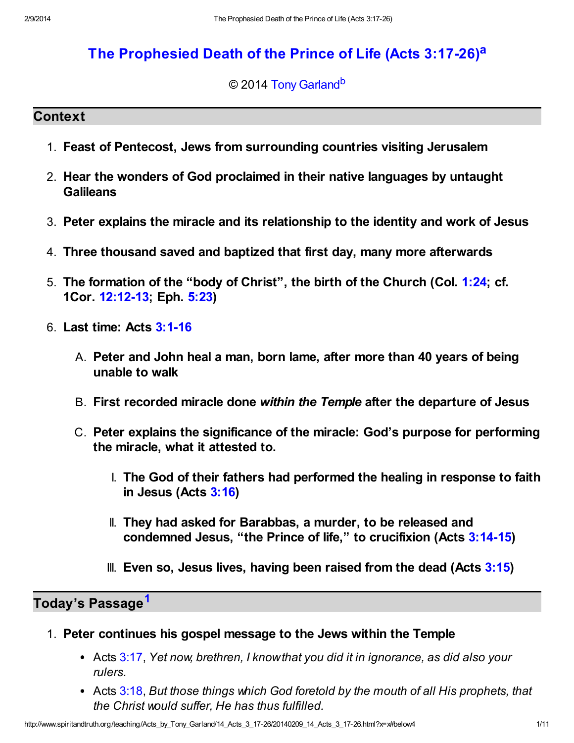# The Prophesied Death of the Prince of Life (Acts 3:17-26)[a]

© 2014 Tony Garland[b]

## Context

1. **Feast of Pentecost, Jews from surrounding countries visiting Jerusalem**
2. **Hear the wonders of God proclaimed in their native languages by untaught Galileans**
3. **Peter explains the miracle and its relationship to the identity and work of Jesus**
4. **Three thousand saved and baptized that first day, many more afterwards**
5. **The formation of the "body of Christ", the birth of the Church (Col. 1:24; cf. 1Cor. 12:12-13; Eph. 5:23)**
6. **Last time: Acts 3:1-16**
   - A. **Peter and John heal a man, born lame, after more than 40 years of being unable to walk**
   - B. **First recorded miracle done *within the Temple* after the departure of Jesus**
   - C. **Peter explains the significance of the miracle: God's purpose for performing the miracle, what it attested to.**
     - I. **The God of their fathers had performed the healing in response to faith in Jesus (Acts 3:16)**
     - II. **They had asked for Barabbas, a murder, to be released and condemned Jesus, "the Prince of life," to crucifixion (Acts 3:14-15)**
     - III. **Even so, Jesus lives, having been raised from the dead (Acts 3:15)**

## Today's Passage[1]

1. **Peter continues his gospel message to the Jews within the Temple**
   - Acts 3:17, *Yet now, brethren, I know that you did it in ignorance, as did also your rulers.*
   - Acts 3:18, *But those things which God foretold by the mouth of all His prophets, that the Christ would suffer, He has thus fulfilled.*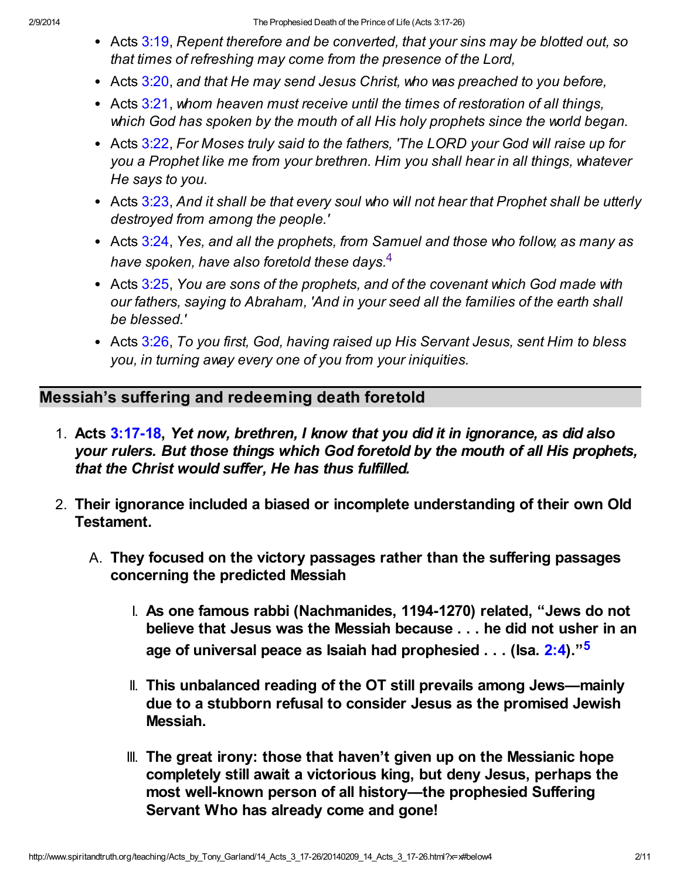- Acts 3:19, *Repent therefore and be converted, that your sins may be blotted out, so that times of refreshing may come from the presence of the Lord,*
- Acts 3:20, *and that He may send Jesus Christ, who was preached to you before,*
- Acts 3:21, *whom heaven must receive until the times of restoration of all things, which God has spoken by the mouth of all His holy prophets since the world began.*
- Acts 3:22, *For Moses truly said to the fathers, 'The LORD your God will raise up for you a Prophet like me from your brethren. Him you shall hear in all things, whatever He says to you.*
- Acts 3:23, *And it shall be that every soul who will not hear that Prophet shall be utterly destroyed from among the people.'*
- Acts 3:24, *Yes, and all the prophets, from Samuel and those who follow, as many as have spoken, have also foretold these days.*[4]
- Acts 3:25, *You are sons of the prophets, and of the covenant which God made with our fathers, saying to Abraham, 'And in your seed all the families of the earth shall be blessed.'*
- Acts 3:26, *To you first, God, having raised up His Servant Jesus, sent Him to bless you, in turning away every one of you from your iniquities.*

## Messiah's suffering and redeeming death foretold

1. **Acts 3:17-18, *Yet now, brethren, I know that you did it in ignorance, as did also your rulers. But those things which God foretold by the mouth of all His prophets, that the Christ would suffer, He has thus fulfilled.***
2. **Their ignorance included a biased or incomplete understanding of their own Old Testament.**
   A. **They focused on the victory passages rather than the suffering passages concerning the predicted Messiah**
      I. **As one famous rabbi (Nachmanides, 1194-1270) related, "Jews do not believe that Jesus was the Messiah because . . . he did not usher in an age of universal peace as Isaiah had prophesied . . . (Isa. 2:4)."[5]**
      II. **This unbalanced reading of the OT still prevails among Jews—mainly due to a stubborn refusal to consider Jesus as the promised Jewish Messiah.**
      III. **The great irony: those that haven't given up on the Messianic hope completely still await a victorious king, but deny Jesus, perhaps the most well-known person of all history—the prophesied Suffering Servant Who has already come and gone!**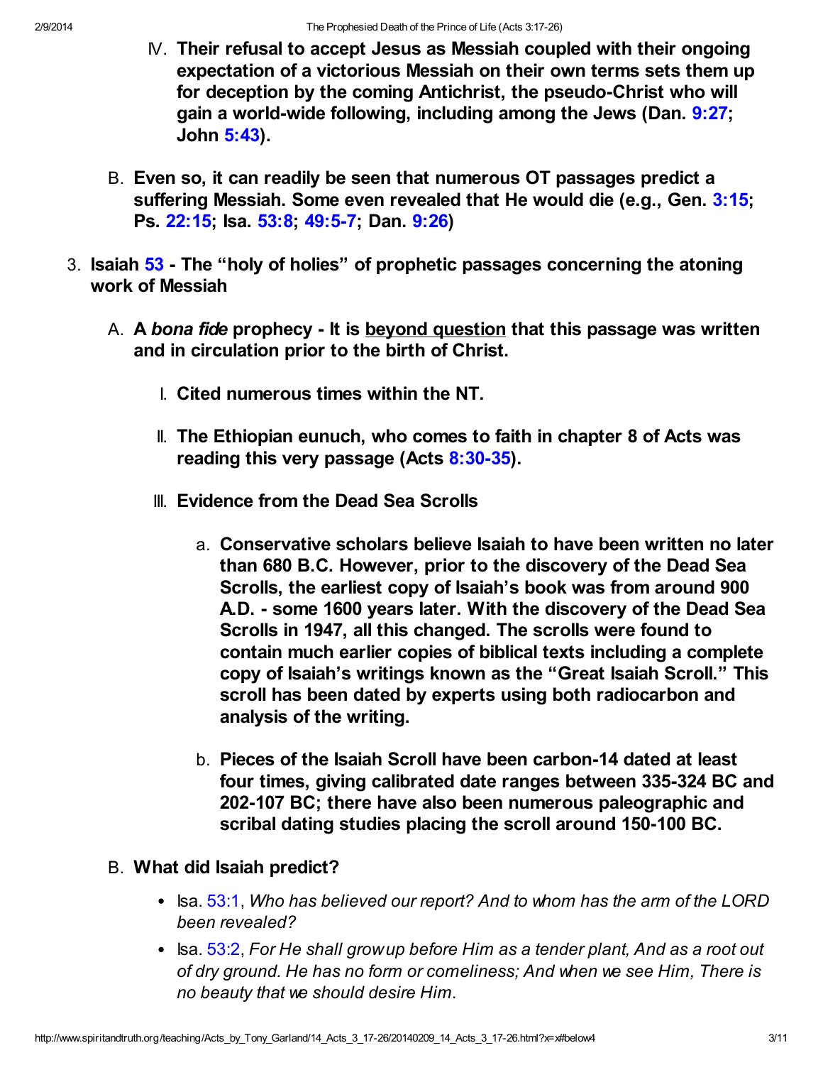IV. **Their refusal to accept Jesus as Messiah coupled with their ongoing expectation of a victorious Messiah on their own terms sets them up for deception by the coming Antichrist, the pseudo-Christ who will gain a world-wide following, including among the Jews (Dan. 9:27; John 5:43).**

B. **Even so, it can readily be seen that numerous OT passages predict a suffering Messiah. Some even revealed that He would die (e.g., Gen. 3:15; Ps. 22:15; Isa. 53:8; 49:5-7; Dan. 9:26)**

3. **Isaiah 53 - The "holy of holies" of prophetic passages concerning the atoning work of Messiah**

   A. **A *bona fide* prophecy - It is <u>beyond question</u> that this passage was written and in circulation prior to the birth of Christ.**

      I. **Cited numerous times within the NT.**

      II. **The Ethiopian eunuch, who comes to faith in chapter 8 of Acts was reading this very passage (Acts 8:30-35).**

      III. **Evidence from the Dead Sea Scrolls**

         a. **Conservative scholars believe Isaiah to have been written no later than 680 B.C. However, prior to the discovery of the Dead Sea Scrolls, the earliest copy of Isaiah's book was from around 900 A.D. - some 1600 years later. With the discovery of the Dead Sea Scrolls in 1947, all this changed. The scrolls were found to contain much earlier copies of biblical texts including a complete copy of Isaiah's writings known as the "Great Isaiah Scroll." This scroll has been dated by experts using both radiocarbon and analysis of the writing.**

         b. **Pieces of the Isaiah Scroll have been carbon-14 dated at least four times, giving calibrated date ranges between 335-324 BC and 202-107 BC; there have also been numerous paleographic and scribal dating studies placing the scroll around 150-100 BC.**

   B. **What did Isaiah predict?**

      - Isa. 53:1, *Who has believed our report? And to whom has the arm of the LORD been revealed?*
      - Isa. 53:2, *For He shall grow up before Him as a tender plant, And as a root out of dry ground. He has no form or comeliness; And when we see Him, There is no beauty that we should desire Him.*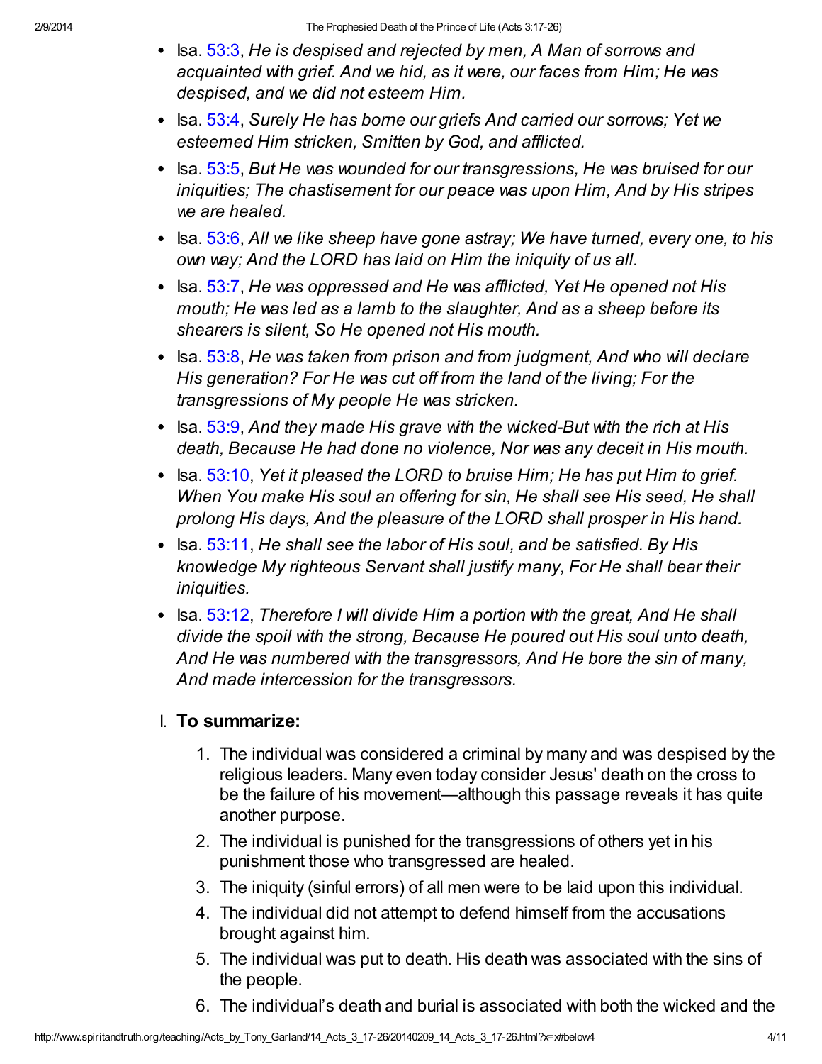- Isa. 53:3, *He is despised and rejected by men, A Man of sorrows and acquainted with grief. And we hid, as it were, our faces from Him; He was despised, and we did not esteem Him.*
- Isa. 53:4, *Surely He has borne our griefs And carried our sorrows; Yet we esteemed Him stricken, Smitten by God, and afflicted.*
- Isa. 53:5, *But He was wounded for our transgressions, He was bruised for our iniquities; The chastisement for our peace was upon Him, And by His stripes we are healed.*
- Isa. 53:6, *All we like sheep have gone astray; We have turned, every one, to his own way; And the LORD has laid on Him the iniquity of us all.*
- Isa. 53:7, *He was oppressed and He was afflicted, Yet He opened not His mouth; He was led as a lamb to the slaughter, And as a sheep before its shearers is silent, So He opened not His mouth.*
- Isa. 53:8, *He was taken from prison and from judgment, And who will declare His generation? For He was cut off from the land of the living; For the transgressions of My people He was stricken.*
- Isa. 53:9, *And they made His grave with the wicked-But with the rich at His death, Because He had done no violence, Nor was any deceit in His mouth.*
- Isa. 53:10, *Yet it pleased the LORD to bruise Him; He has put Him to grief. When You make His soul an offering for sin, He shall see His seed, He shall prolong His days, And the pleasure of the LORD shall prosper in His hand.*
- Isa. 53:11, *He shall see the labor of His soul, and be satisfied. By His knowledge My righteous Servant shall justify many, For He shall bear their iniquities.*
- Isa. 53:12, *Therefore I will divide Him a portion with the great, And He shall divide the spoil with the strong, Because He poured out His soul unto death, And He was numbered with the transgressors, And He bore the sin of many, And made intercession for the transgressors.*

I. **To summarize:**

1. The individual was considered a criminal by many and was despised by the religious leaders. Many even today consider Jesus' death on the cross to be the failure of his movement—although this passage reveals it has quite another purpose.
2. The individual is punished for the transgressions of others yet in his punishment those who transgressed are healed.
3. The iniquity (sinful errors) of all men were to be laid upon this individual.
4. The individual did not attempt to defend himself from the accusations brought against him.
5. The individual was put to death. His death was associated with the sins of the people.
6. The individual's death and burial is associated with both the wicked and the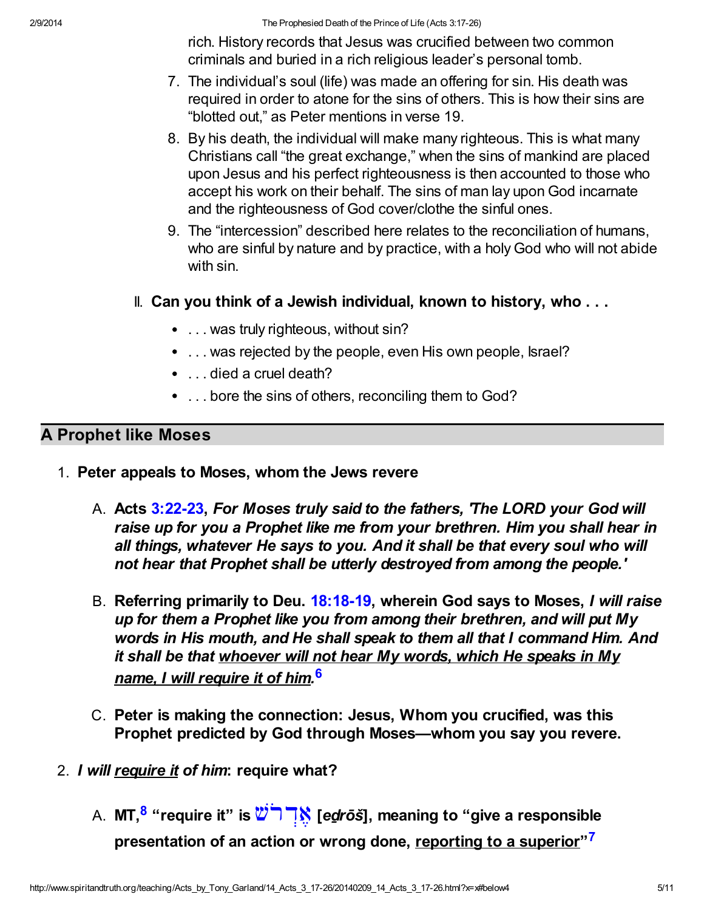rich. History records that Jesus was crucified between two common criminals and buried in a rich religious leader's personal tomb.

7. The individual's soul (life) was made an offering for sin. His death was required in order to atone for the sins of others. This is how their sins are "blotted out," as Peter mentions in verse 19.
8. By his death, the individual will make many righteous. This is what many Christians call "the great exchange," when the sins of mankind are placed upon Jesus and his perfect righteousness is then accounted to those who accept his work on their behalf. The sins of man lay upon God incarnate and the righteousness of God cover/clothe the sinful ones.
9. The "intercession" described here relates to the reconciliation of humans, who are sinful by nature and by practice, with a holy God who will not abide with sin.

II. **Can you think of a Jewish individual, known to history, who . . .**
   - . . . was truly righteous, without sin?
   - . . . was rejected by the people, even His own people, Israel?
   - . . . died a cruel death?
   - . . . bore the sins of others, reconciling them to God?

## A Prophet like Moses

1. **Peter appeals to Moses, whom the Jews revere**

   A. **Acts 3:22-23, *For Moses truly said to the fathers, 'The LORD your God will raise up for you a Prophet like me from your brethren. Him you shall hear in all things, whatever He says to you. And it shall be that every soul who will not hear that Prophet shall be utterly destroyed from among the people.'***

   B. **Referring primarily to Deu. 18:18-19, wherein God says to Moses, *I will raise up for them a Prophet like you from among their brethren, and will put My words in His mouth, and He shall speak to them all that I command Him. And it shall be that <u>whoever will not hear My words, which He speaks in My name, I will require it of him</u>.*[6]**

   C. **Peter is making the connection: Jesus, Whom you crucified, was this Prophet predicted by God through Moses—whom you say you revere.**

2. ***I will <u>require it</u> of him*: require what?**

   A. **MT,[8] "require it" is אֶדְרֹשׁ [eḏrōš], meaning to "give a responsible presentation of an action or wrong done, <u>reporting to a superior</u>"[7]**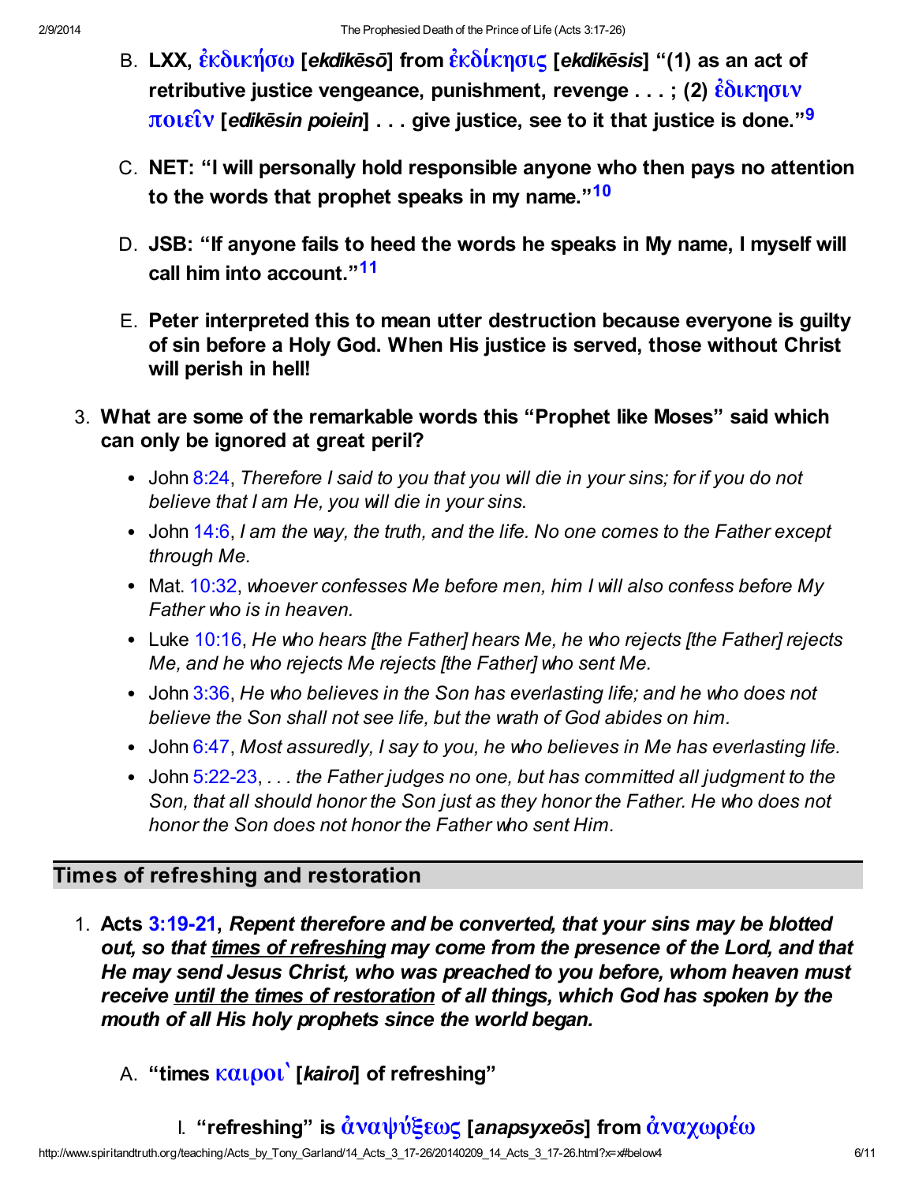B. **LXX, ἐκδικήσω [*ekdikēsō*] from ἐκδίκησις [*ekdikēsis*] "(1) as an act of retributive justice vengeance, punishment, revenge . . . ; (2) ἐδικησιν ποιεῖν [*edikēsin poiein*] . . . give justice, see to it that justice is done."[9]**

C. **NET: "I will personally hold responsible anyone who then pays no attention to the words that prophet speaks in my name."[10]**

D. **JSB: "If anyone fails to heed the words he speaks in My name, I myself will call him into account."[11]**

E. **Peter interpreted this to mean utter destruction because everyone is guilty of sin before a Holy God. When His justice is served, those without Christ will perish in hell!**

3. **What are some of the remarkable words this "Prophet like Moses" said which can only be ignored at great peril?**
   - John 8:24, *Therefore I said to you that you will die in your sins; for if you do not believe that I am He, you will die in your sins.*
   - John 14:6, *I am the way, the truth, and the life. No one comes to the Father except through Me.*
   - Mat. 10:32, *whoever confesses Me before men, him I will also confess before My Father who is in heaven.*
   - Luke 10:16, *He who hears [the Father] hears Me, he who rejects [the Father] rejects Me, and he who rejects Me rejects [the Father] who sent Me.*
   - John 3:36, *He who believes in the Son has everlasting life; and he who does not believe the Son shall not see life, but the wrath of God abides on him.*
   - John 6:47, *Most assuredly, I say to you, he who believes in Me has everlasting life.*
   - John 5:22-23, *. . . the Father judges no one, but has committed all judgment to the Son, that all should honor the Son just as they honor the Father. He who does not honor the Son does not honor the Father who sent Him.*

## Times of refreshing and restoration

1. **Acts 3:19-21, *Repent therefore and be converted, that your sins may be blotted out, so that <u>times of refreshing</u> may come from the presence of the Lord, and that He may send Jesus Christ, who was preached to you before, whom heaven must receive <u>until the times of restoration</u> of all things, which God has spoken by the mouth of all His holy prophets since the world began.***

   A. **"times καιροὶ [*kairoi*] of refreshing"**

      I. **"refreshing" is ἀναψύξεως [*anapsyxeōs*] from ἀναχωρέω**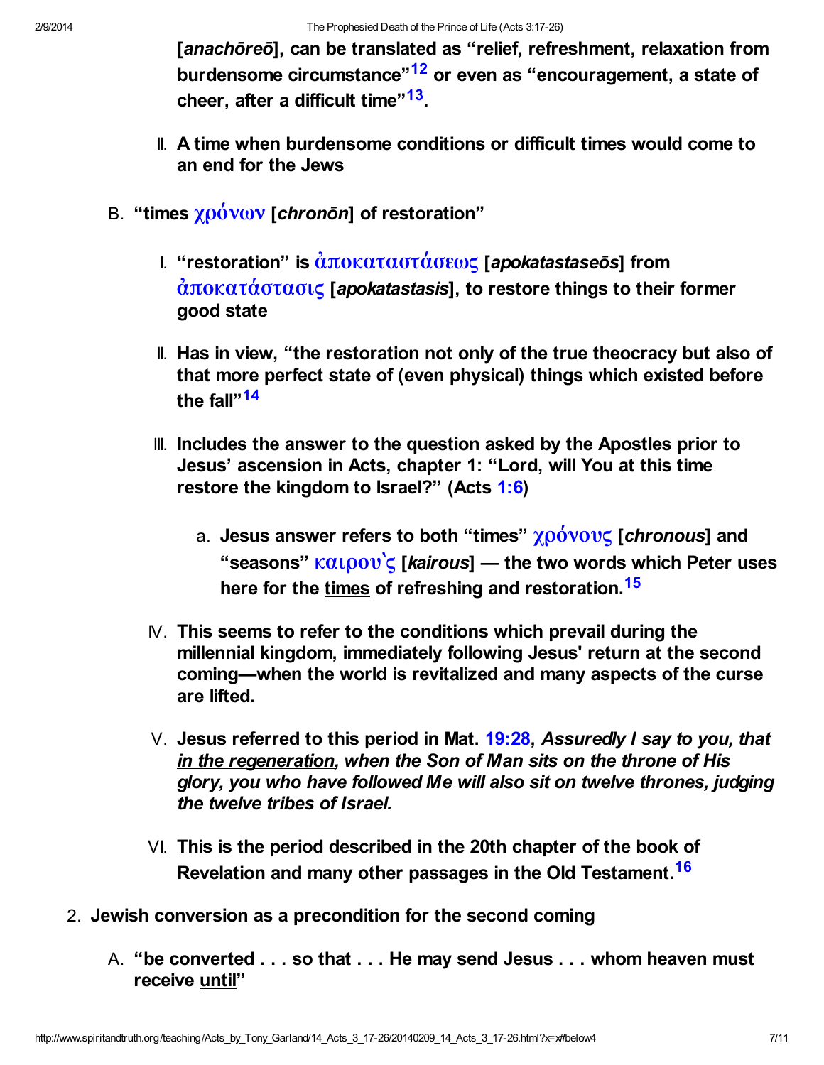[*anachōreō*], can be translated as "relief, refreshment, relaxation from burdensome circumstance"[12] or even as "encouragement, a state of cheer, after a difficult time"[13].

   II. A time when burdensome conditions or difficult times would come to an end for the Jews

B. "times χρόνων [*chronōn*] of restoration"

   I. "restoration" is ἀποκαταστάσεως [*apokatastaseōs*] from ἀποκατάστασις [*apokatastasis*], to restore things to their former good state

   II. Has in view, "the restoration not only of the true theocracy but also of that more perfect state of (even physical) things which existed before the fall"[14]

   III. Includes the answer to the question asked by the Apostles prior to Jesus' ascension in Acts, chapter 1: "Lord, will You at this time restore the kingdom to Israel?" (Acts 1:6)

      a. Jesus answer refers to both "times" χρόνους [*chronous*] and "seasons" καιροὺς [*kairous*] — the two words which Peter uses here for the <u>times</u> of refreshing and restoration.[15]

   IV. This seems to refer to the conditions which prevail during the millennial kingdom, immediately following Jesus' return at the second coming—when the world is revitalized and many aspects of the curse are lifted.

   V. Jesus referred to this period in Mat. 19:28, *Assuredly I say to you, that <u>in the regeneration</u>, when the Son of Man sits on the throne of His glory, you who have followed Me will also sit on twelve thrones, judging the twelve tribes of Israel.*

   VI. This is the period described in the 20th chapter of the book of Revelation and many other passages in the Old Testament.[16]

2. Jewish conversion as a precondition for the second coming

   A. "be converted . . . so that . . . He may send Jesus . . . whom heaven must receive <u>until</u>"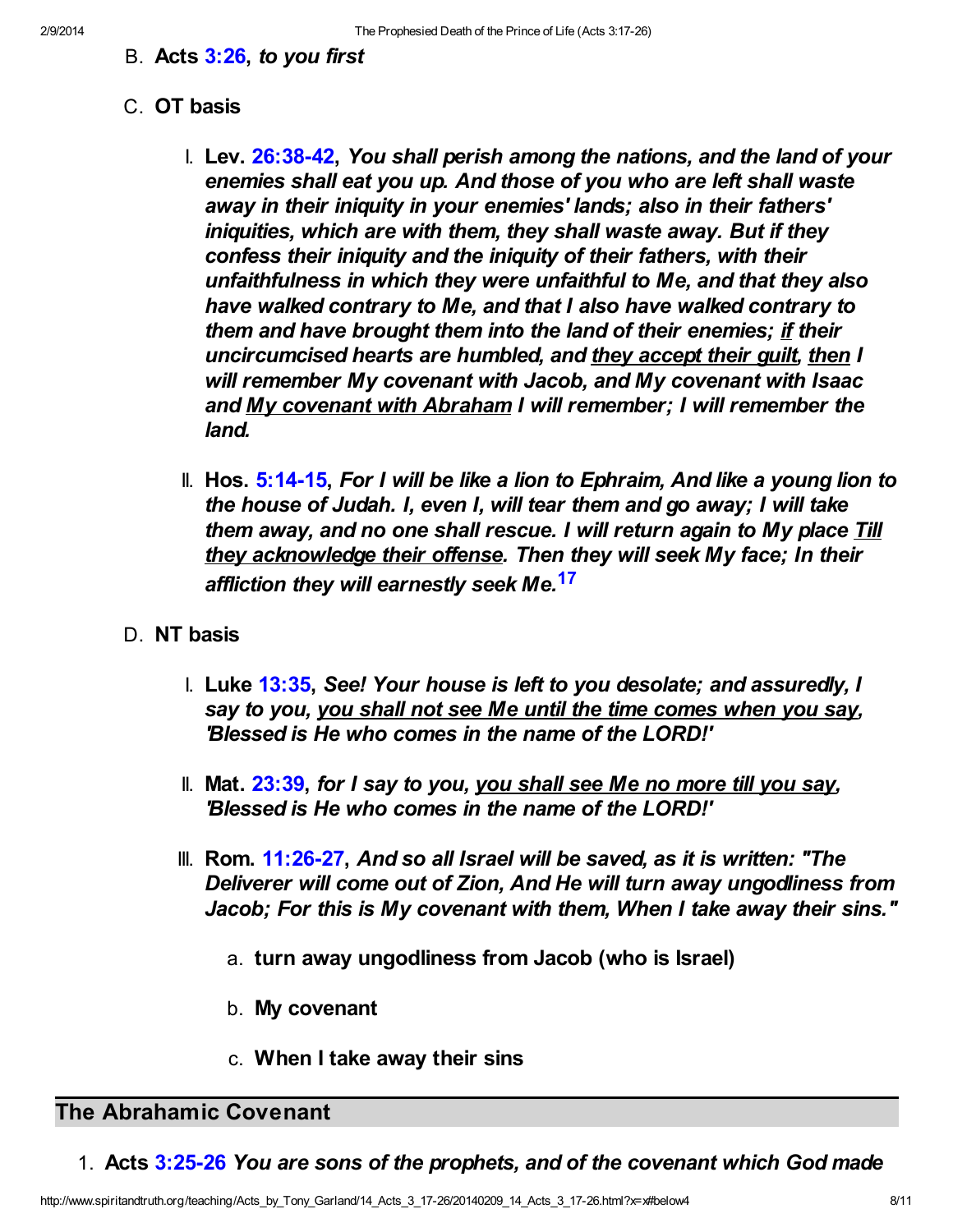B. **Acts 3:26**, ***to you first***

C. **OT basis**

   I. **Lev. 26:38-42**, ***You shall perish among the nations, and the land of your enemies shall eat you up. And those of you who are left shall waste away in their iniquity in your enemies' lands; also in their fathers' iniquities, which are with them, they shall waste away. But if they confess their iniquity and the iniquity of their fathers, with their unfaithfulness in which they were unfaithful to Me, and that they also have walked contrary to Me, and that I also have walked contrary to them and have brought them into the land of their enemies; <u>if</u> their uncircumcised hearts are humbled, and <u>they accept their guilt</u>, <u>then</u> I will remember My covenant with Jacob, and My covenant with Isaac and <u>My covenant with Abraham</u> I will remember; I will remember the land.***

   II. **Hos. 5:14-15**, ***For I will be like a lion to Ephraim, And like a young lion to the house of Judah. I, even I, will tear them and go away; I will take them away, and no one shall rescue. I will return again to My place <u>Till they acknowledge their offense</u>. Then they will seek My face; In their affliction they will earnestly seek Me.***[17]

D. **NT basis**

   I. **Luke 13:35**, ***See! Your house is left to you desolate; and assuredly, I say to you, <u>you shall not see Me until the time comes when you say</u>, 'Blessed is He who comes in the name of the LORD!'***

   II. **Mat. 23:39**, ***for I say to you, <u>you shall see Me no more till you say</u>, 'Blessed is He who comes in the name of the LORD!'***

   III. **Rom. 11:26-27**, ***And so all Israel will be saved, as it is written: "The Deliverer will come out of Zion, And He will turn away ungodliness from Jacob; For this is My covenant with them, When I take away their sins."***

      a. **turn away ungodliness from Jacob (who is Israel)**

      b. **My covenant**

      c. **When I take away their sins**

## The Abrahamic Covenant

1. **Acts 3:25-26** ***You are sons of the prophets, and of the covenant which God made***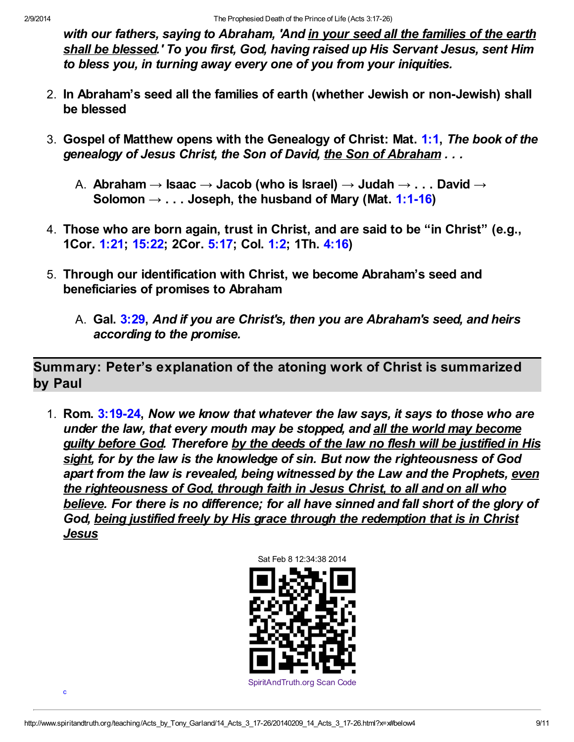*with our fathers, saying to Abraham, 'And in your seed all the families of the earth shall be blessed.' To you first, God, having raised up His Servant Jesus, sent Him to bless you, in turning away every one of you from your iniquities.*

2. **In Abraham's seed all the families of earth (whether Jewish or non-Jewish) shall be blessed**
3. **Gospel of Matthew opens with the Genealogy of Christ: Mat. 1:1, *The book of the genealogy of Jesus Christ, the Son of David, the Son of Abraham . . .***
   A. **Abraham → Isaac → Jacob (who is Israel) → Judah → . . . David → Solomon → . . . Joseph, the husband of Mary (Mat. 1:1-16)**
4. **Those who are born again, trust in Christ, and are said to be "in Christ" (e.g., 1Cor. 1:21; 15:22; 2Cor. 5:17; Col. 1:2; 1Th. 4:16)**
5. **Through our identification with Christ, we become Abraham's seed and beneficiaries of promises to Abraham**
   A. **Gal. 3:29, *And if you are Christ's, then you are Abraham's seed, and heirs according to the promise.***

## Summary: Peter's explanation of the atoning work of Christ is summarized by Paul

1. **Rom. 3:19-24, *Now we know that whatever the law says, it says to those who are under the law, that every mouth may be stopped, and all the world may become guilty before God. Therefore by the deeds of the law no flesh will be justified in His sight, for by the law is the knowledge of sin. But now the righteousness of God apart from the law is revealed, being witnessed by the Law and the Prophets, even the righteousness of God, through faith in Jesus Christ, to all and on all who believe. For there is no difference; for all have sinned and fall short of the glory of God, being justified freely by His grace through the redemption that is in Christ Jesus***

Sat Feb 8 12:34:38 2014

SpiritAndTruth.org Scan Code

c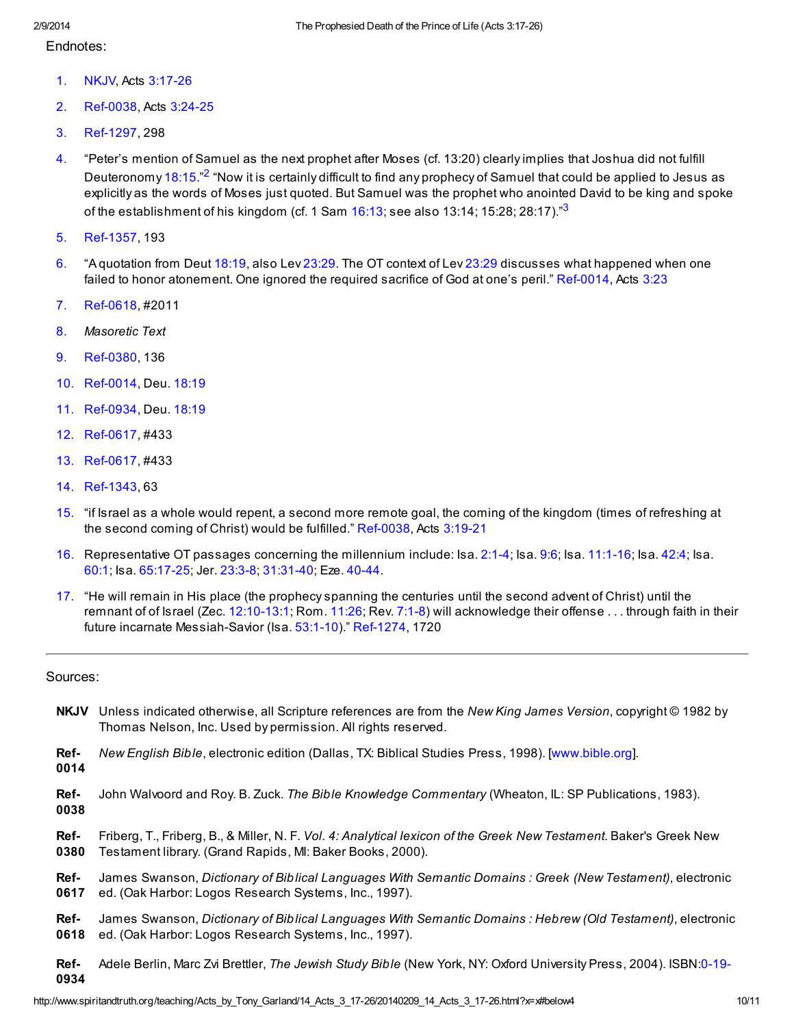Endnotes:

1. NKJV, Acts 3:17-26
2. Ref-0038, Acts 3:24-25
3. Ref-1297, 298
4. "Peter's mention of Samuel as the next prophet after Moses (cf. 13:20) clearly implies that Joshua did not fulfill Deuteronomy 18:15."[2] "Now it is certainly difficult to find any prophecy of Samuel that could be applied to Jesus as explicitly as the words of Moses just quoted. But Samuel was the prophet who anointed David to be king and spoke of the establishment of his kingdom (cf. 1 Sam 16:13; see also 13:14; 15:28; 28:17)."[3]
5. Ref-1357, 193
6. "A quotation from Deut 18:19, also Lev 23:29. The OT context of Lev 23:29 discusses what happened when one failed to honor atonement. One ignored the required sacrifice of God at one's peril." Ref-0014, Acts 3:23
7. Ref-0618, #2011
8. *Masoretic Text*
9. Ref-0380, 136
10. Ref-0014, Deu. 18:19
11. Ref-0934, Deu. 18:19
12. Ref-0617, #433
13. Ref-0617, #433
14. Ref-1343, 63
15. "if Israel as a whole would repent, a second more remote goal, the coming of the kingdom (times of refreshing at the second coming of Christ) would be fulfilled." Ref-0038, Acts 3:19-21
16. Representative OT passages concerning the millennium include: Isa. 2:1-4; Isa. 9:6; Isa. 11:1-16; Isa. 42:4; Isa. 60:1; Isa. 65:17-25; Jer. 23:3-8; 31:31-40; Eze. 40-44.
17. "He will remain in His place (the prophecy spanning the centuries until the second advent of Christ) until the remnant of of Israel (Zec. 12:10-13:1; Rom. 11:26; Rev. 7:1-8) will acknowledge their offense . . . through faith in their future incarnate Messiah-Savior (Isa. 53:1-10)." Ref-1274, 1720

---

Sources:

**NKJV** Unless indicated otherwise, all Scripture references are from the *New King James Version*, copyright © 1982 by Thomas Nelson, Inc. Used by permission. All rights reserved.

**Ref-0014** *New English Bible*, electronic edition (Dallas, TX: Biblical Studies Press, 1998). [www.bible.org].

**Ref-0038** John Walvoord and Roy. B. Zuck. *The Bible Knowledge Commentary* (Wheaton, IL: SP Publications, 1983).

**Ref-0380** Friberg, T., Friberg, B., & Miller, N. F. *Vol. 4: Analytical lexicon of the Greek New Testament*. Baker's Greek New Testament library. (Grand Rapids, MI: Baker Books, 2000).

**Ref-0617** James Swanson, *Dictionary of Biblical Languages With Semantic Domains : Greek (New Testament)*, electronic ed. (Oak Harbor: Logos Research Systems, Inc., 1997).

**Ref-0618** James Swanson, *Dictionary of Biblical Languages With Semantic Domains : Hebrew (Old Testament)*, electronic ed. (Oak Harbor: Logos Research Systems, Inc., 1997).

**Ref-0934** Adele Berlin, Marc Zvi Brettler, *The Jewish Study Bible* (New York, NY: Oxford University Press, 2004). ISBN:0-19-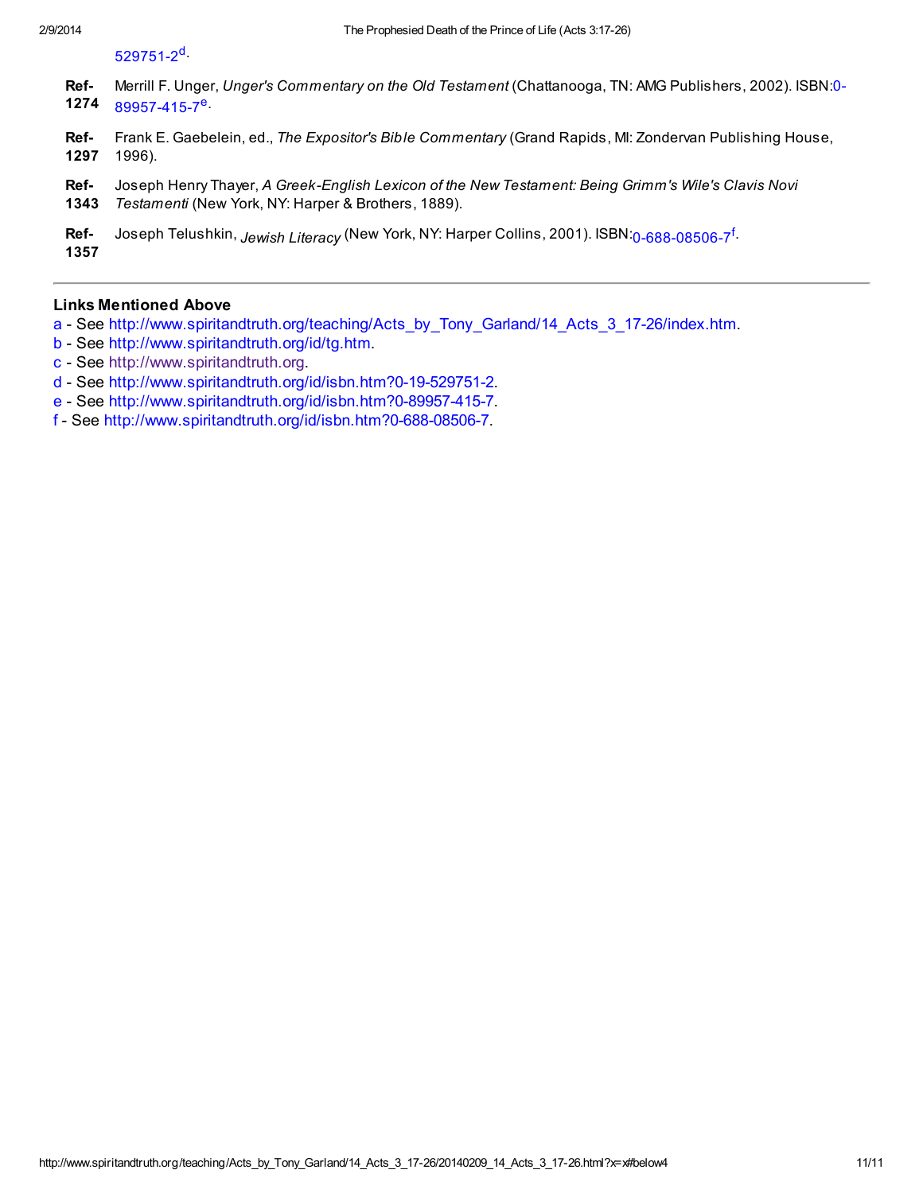529751-2[d].

**Ref-1274** Merrill F. Unger, *Unger's Commentary on the Old Testament* (Chattanooga, TN: AMG Publishers, 2002). ISBN:0-89957-415-7[e].

**Ref-1297** Frank E. Gaebelein, ed., *The Expositor's Bible Commentary* (Grand Rapids, MI: Zondervan Publishing House, 1996).

**Ref-1343** Joseph Henry Thayer, *A Greek-English Lexicon of the New Testament: Being Grimm's Wile's Clavis Novi Testamenti* (New York, NY: Harper & Brothers, 1889).

**Ref-1357** Joseph Telushkin, *Jewish Literacy* (New York, NY: Harper Collins, 2001). ISBN:0-688-08506-7[f].

---

**Links Mentioned Above**

a - See http://www.spiritandtruth.org/teaching/Acts_by_Tony_Garland/14_Acts_3_17-26/index.htm.
b - See http://www.spiritandtruth.org/id/tg.htm.
c - See http://www.spiritandtruth.org.
d - See http://www.spiritandtruth.org/id/isbn.htm?0-19-529751-2.
e - See http://www.spiritandtruth.org/id/isbn.htm?0-89957-415-7.
f - See http://www.spiritandtruth.org/id/isbn.htm?0-688-08506-7.